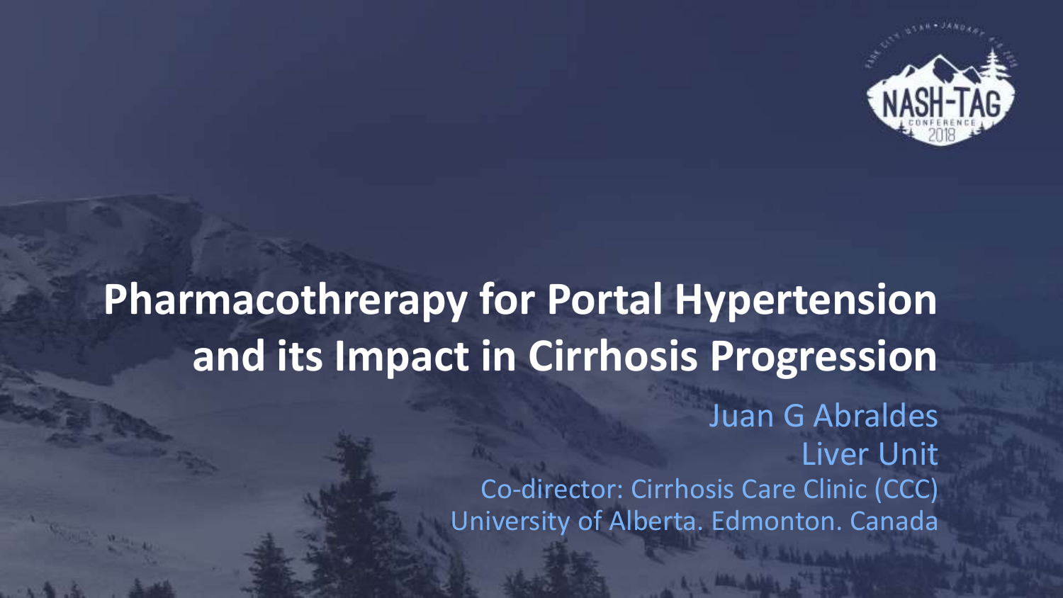# Pharmacothrerapy for Portal Hypertension and its Impact in Cirrhosis Progression

Juan G Abraldes

Liver Unit

Co-director: Cirrhosis Care Clinic (CCC)

University of Alberta. Edmonton. Canada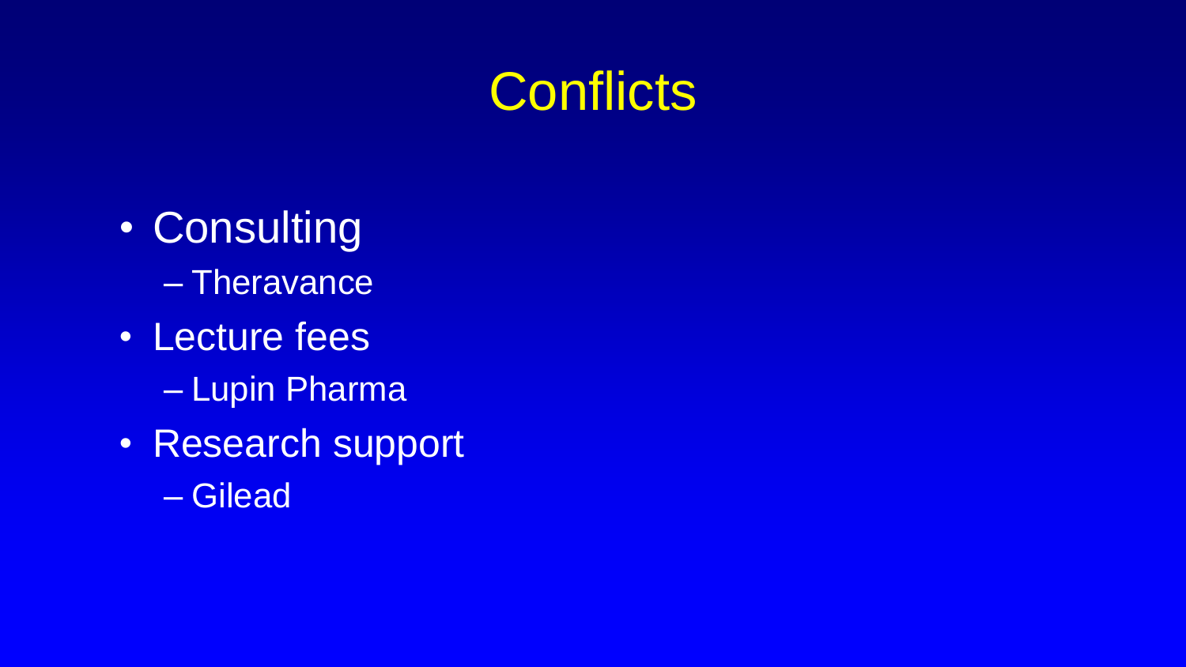# Conflicts

- Consulting
  - Theravance
- Lecture fees
  - Lupin Pharma
- Research support
  - Gilead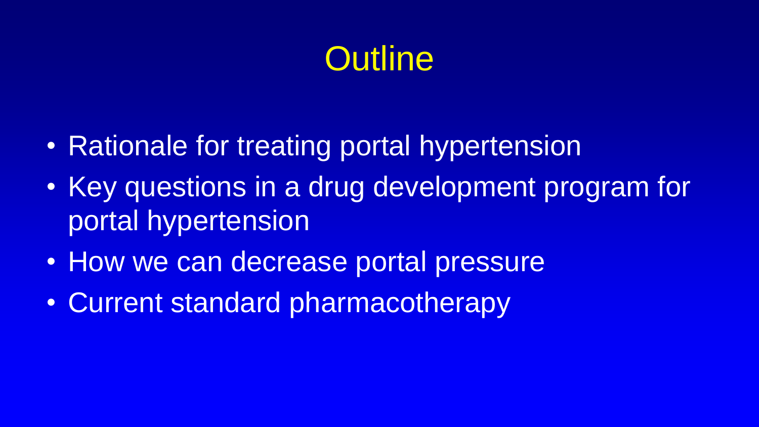# Outline

- Rationale for treating portal hypertension
- Key questions in a drug development program for portal hypertension
- How we can decrease portal pressure
- Current standard pharmacotherapy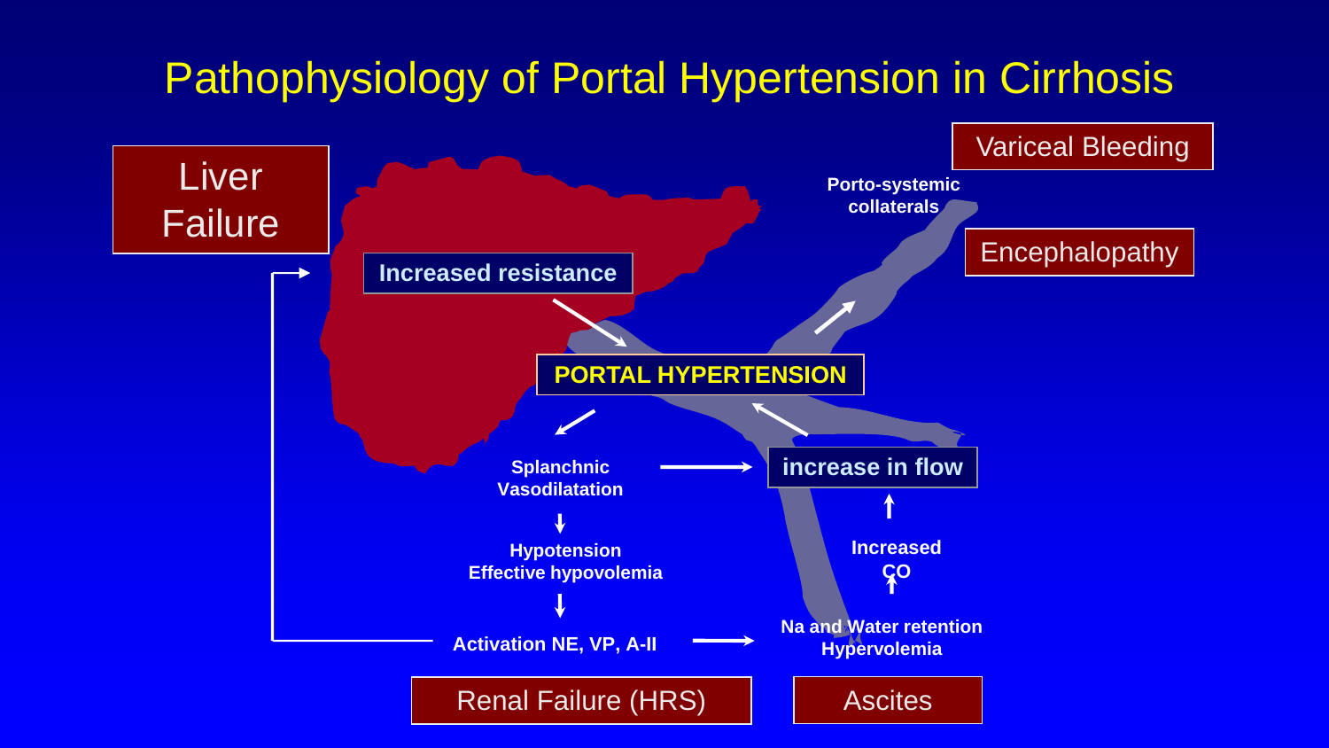# Pathophysiology of Portal Hypertension in Cirrhosis

Liver Failure

Increased resistance

PORTAL HYPERTENSION

Porto-systemic collaterals

Variceal Bleeding

Encephalopathy

Splanchnic Vasodilatation

increase in flow

Hypotension
Effective hypovolemia

Increased CO

Activation NE, VP, A-II

Na and Water retention
Hypervolemia

Renal Failure (HRS)

Ascites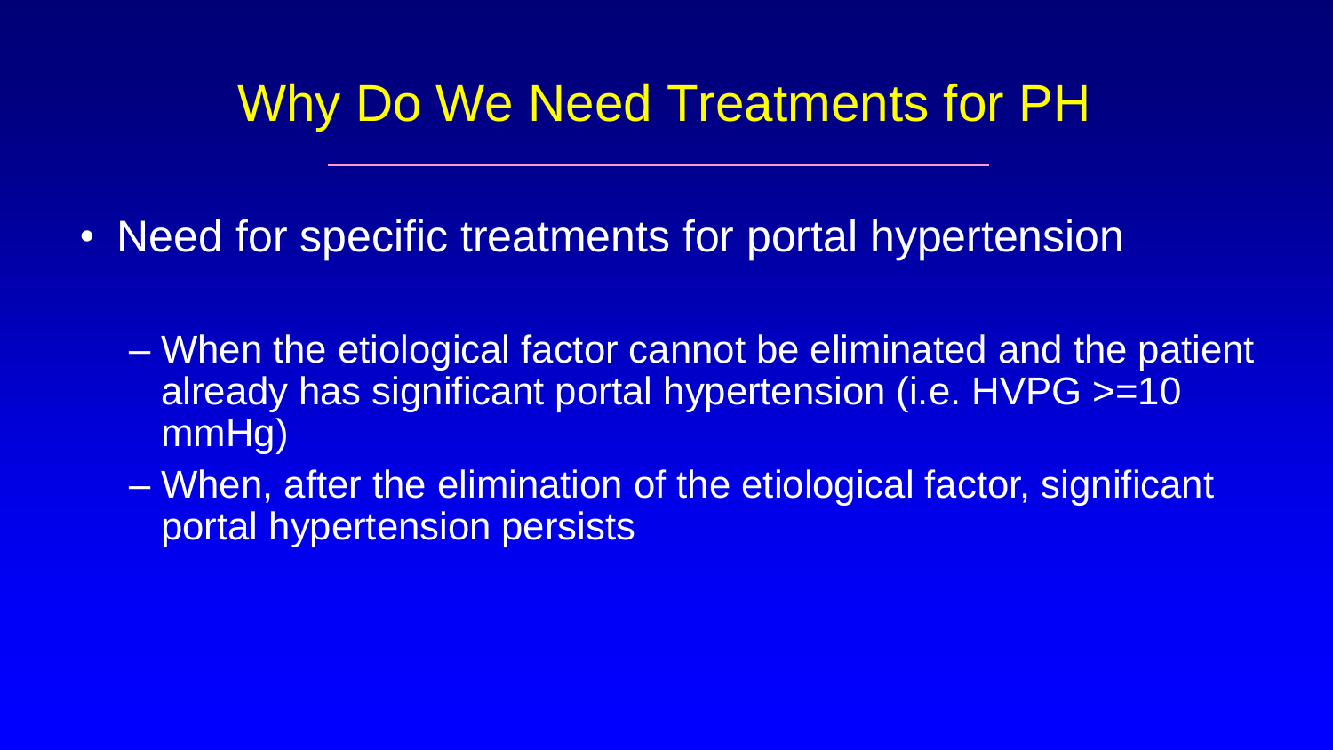# Why Do We Need Treatments for PH

- Need for specific treatments for portal hypertension
  - When the etiological factor cannot be eliminated and the patient already has significant portal hypertension (i.e. HVPG >=10 mmHg)
  - When, after the elimination of the etiological factor, significant portal hypertension persists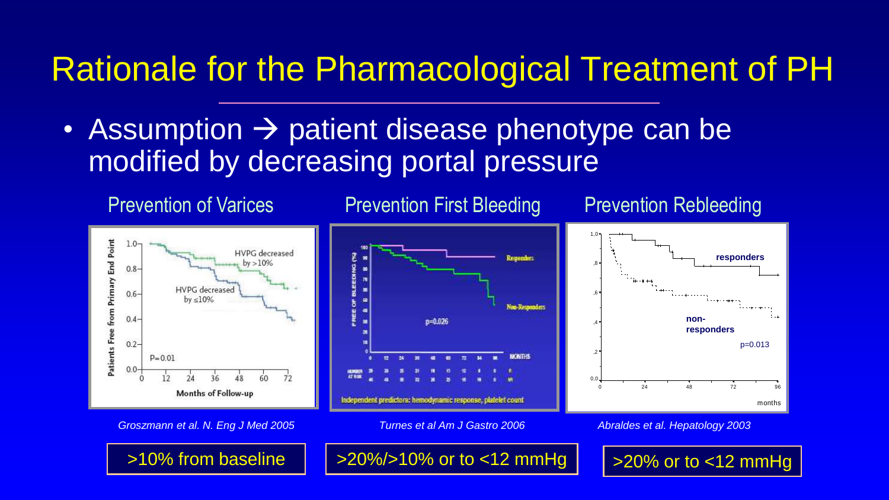# Rationale for the Pharmacological Treatment of PH

- Assumption → patient disease phenotype can be modified by decreasing portal pressure

### Prevention of Varices

*Groszmann et al. N. Eng J Med 2005*

>10% from baseline

### Prevention First Bleeding

*Turnes et al Am J Gastro 2006*

>20%/>10% or to <12 mmHg

### Prevention Rebleeding

*Abraldes et al. Hepatology 2003*

>20% or to <12 mmHg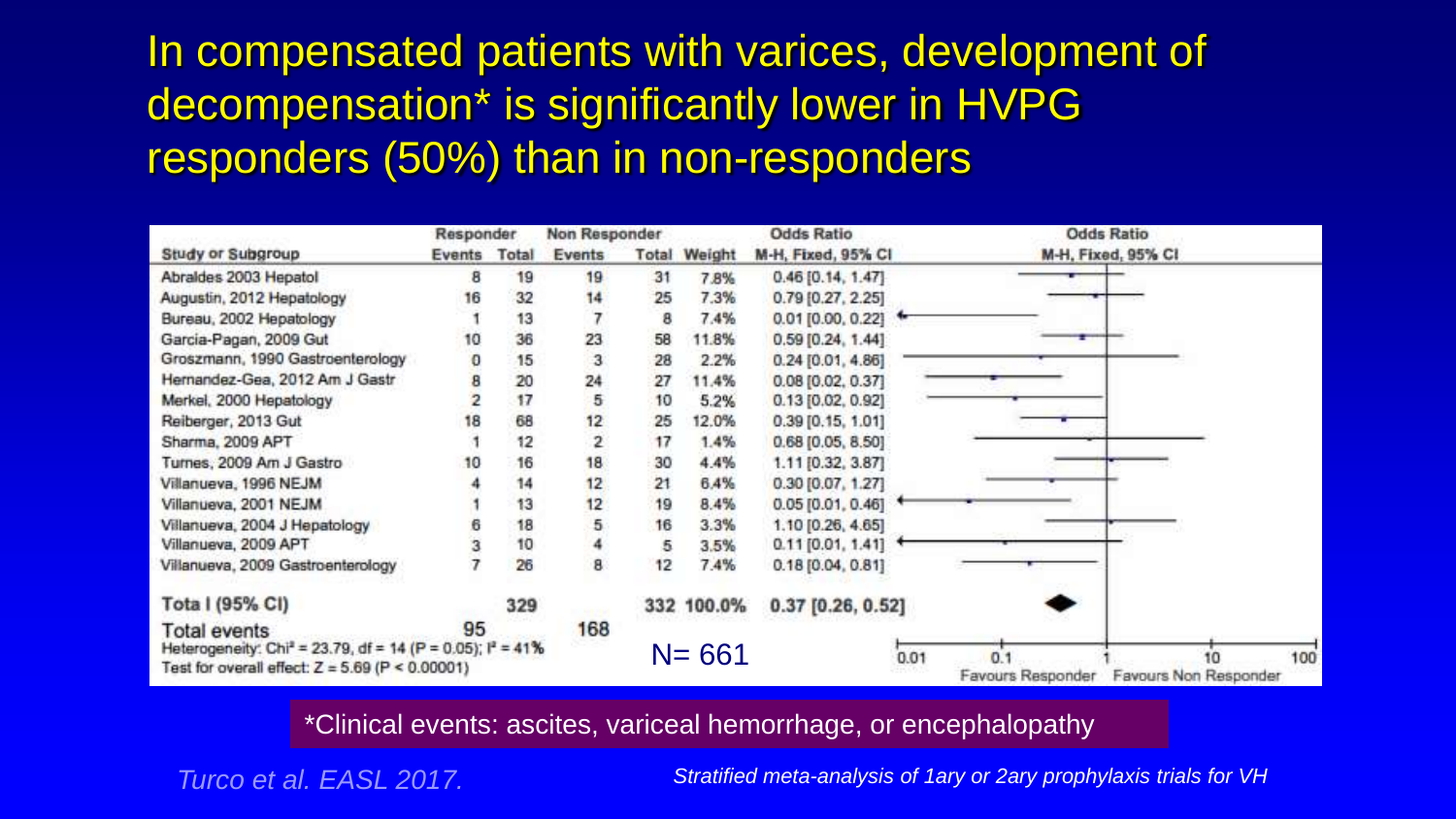# In compensated patients with varices, development of decompensation* is significantly lower in HVPG responders (50%) than in non-responders

| Study or Subgroup | Responder Events | Responder Total | Non Responder Events | Non Responder Total | Weight | Odds Ratio M-H, Fixed, 95% CI |
|---|---|---|---|---|---|---|
| Abraldes 2003 Hepatol | 8 | 19 | 19 | 31 | 7.8% | 0.46 [0.14, 1.47] |
| Augustin, 2012 Hepatology | 16 | 32 | 14 | 25 | 7.3% | 0.79 [0.27, 2.25] |
| Bureau, 2002 Hepatology | 1 | 13 | 7 | 8 | 7.4% | 0.01 [0.00, 0.22] |
| Garcia-Pagan, 2009 Gut | 10 | 36 | 23 | 58 | 11.8% | 0.59 [0.24, 1.44] |
| Groszmann, 1990 Gastroenterology | 0 | 15 | 3 | 28 | 2.2% | 0.24 [0.01, 4.86] |
| Hernandez-Gea, 2012 Am J Gastr | 8 | 20 | 24 | 27 | 11.4% | 0.08 [0.02, 0.37] |
| Merkel, 2000 Hepatology | 2 | 17 | 5 | 10 | 5.2% | 0.13 [0.02, 0.92] |
| Reiberger, 2013 Gut | 18 | 68 | 12 | 25 | 12.0% | 0.39 [0.15, 1.01] |
| Sharma, 2009 APT | 1 | 12 | 2 | 17 | 1.4% | 0.68 [0.05, 8.50] |
| Turnes, 2009 Am J Gastro | 10 | 16 | 18 | 30 | 4.4% | 1.11 [0.32, 3.87] |
| Villanueva, 1996 NEJM | 4 | 14 | 12 | 21 | 6.4% | 0.30 [0.07, 1.27] |
| Villanueva, 2001 NEJM | 1 | 13 | 12 | 19 | 8.4% | 0.05 [0.01, 0.46] |
| Villanueva, 2004 J Hepatology | 6 | 18 | 5 | 16 | 3.3% | 1.10 [0.26, 4.65] |
| Villanueva, 2009 APT | 3 | 10 | 4 | 5 | 3.5% | 0.11 [0.01, 1.41] |
| Villanueva, 2009 Gastroenterology | 7 | 26 | 8 | 12 | 7.4% | 0.18 [0.04, 0.81] |
| **Total (95% CI)** | | 329 | | 332 | 100.0% | 0.37 [0.26, 0.52] |
| Total events | 95 | | 168 | | | |

Heterogeneity: $Chi^2 = 23.79$, $df = 14$ ($P = 0.05$); $I^2 = 41\%$

Test for overall effect: $Z = 5.69$ ($P < 0.00001$)

N= 661

Favours Responder | Favours Non Responder

*Clinical events: ascites, variceal hemorrhage, or encephalopathy

*Turco et al. EASL 2017.*

*Stratified meta-analysis of 1ary or 2ary prophylaxis trials for VH*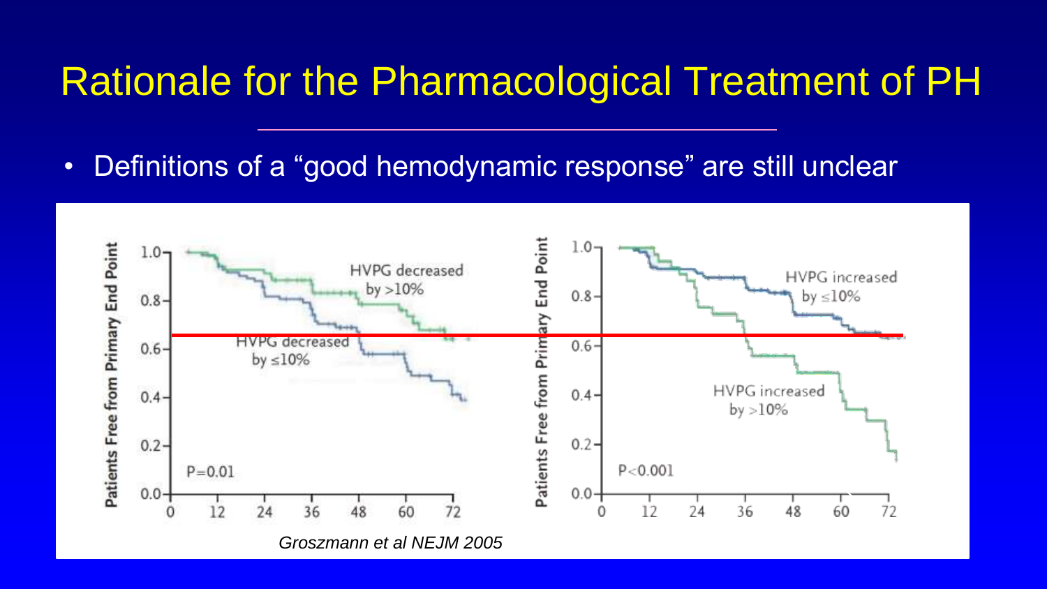# Rationale for the Pharmacological Treatment of PH

- Definitions of a “good hemodynamic response” are still unclear

Patients Free from Primary End Point

HVPG decreased by >10%

HVPG decreased by ≤10%

P=0.01

HVPG increased by ≤10%

HVPG increased by >10%

P<0.001

*Groszmann et al NEJM 2005*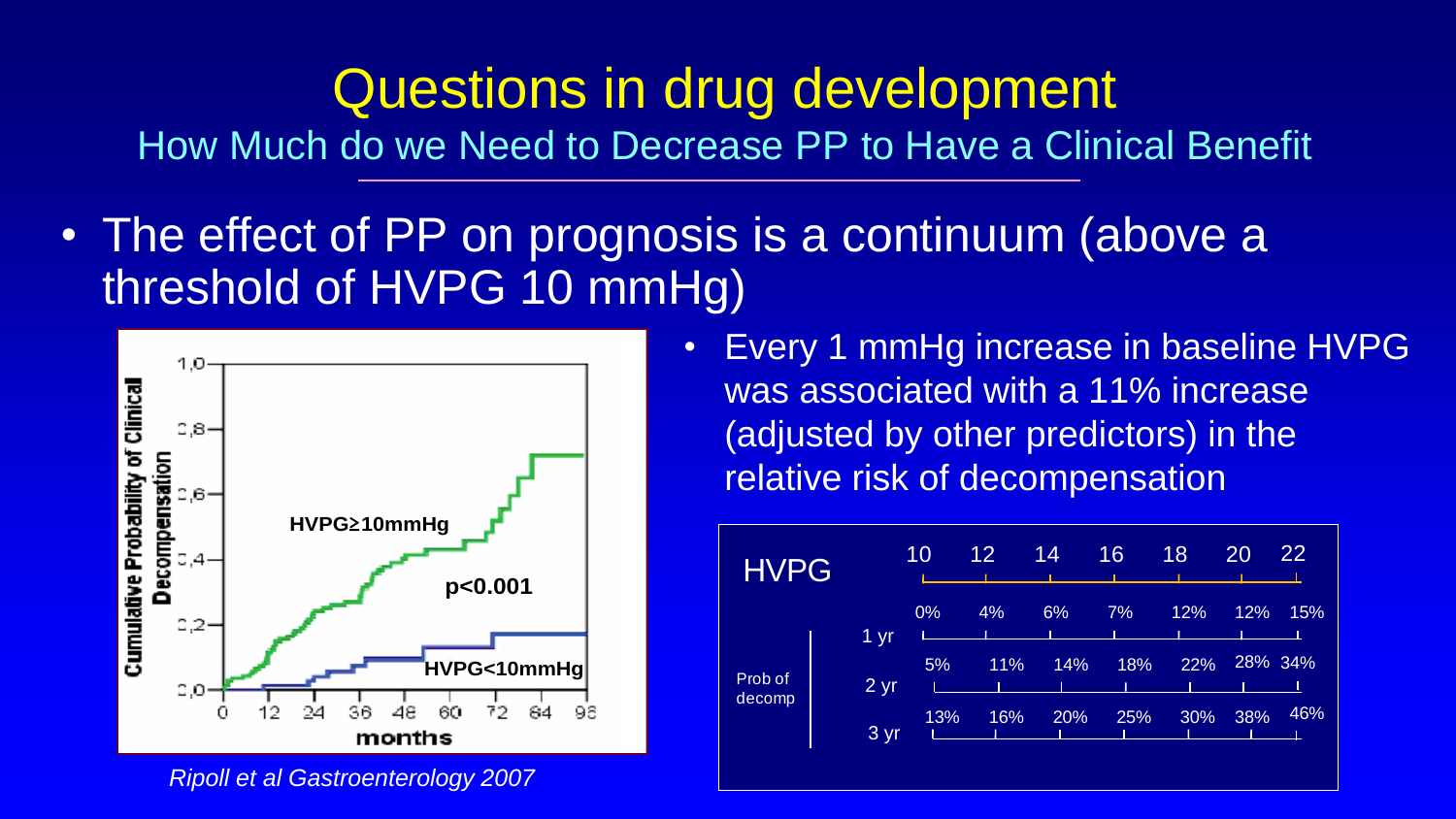# Questions in drug development

## How Much do we Need to Decrease PP to Have a Clinical Benefit

- The effect of PP on prognosis is a continuum (above a threshold of HVPG 10 mmHg)

*Ripoll et al Gastroenterology 2007*

- Every 1 mmHg increase in baseline HVPG was associated with a 11% increase (adjusted by other predictors) in the relative risk of decompensation

| HVPG | | 10 | 12 | 14 | 16 | 18 | 20 | 22 |
|---|---|---|---|---|---|---|---|---|
| Prob of decomp | 1 yr | 0% | 4% | 6% | 7% | 12% | 12% | 15% |
| | 2 yr | 5% | 11% | 14% | 18% | 22% | 28% | 34% |
| | 3 yr | 13% | 16% | 20% | 25% | 30% | 38% | 46% |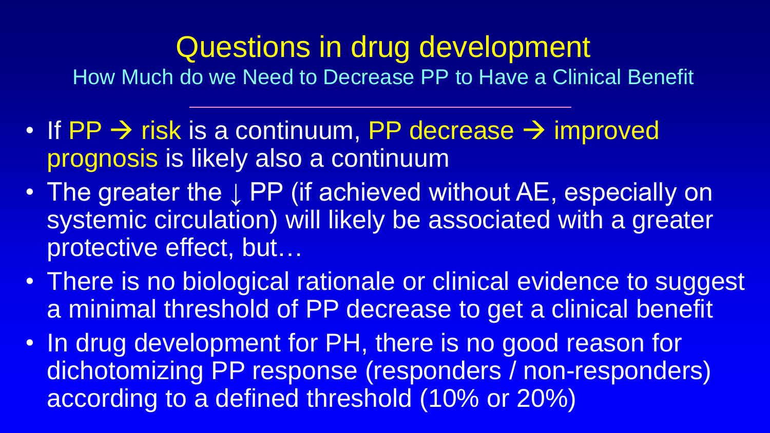# Questions in drug development

## How Much do we Need to Decrease PP to Have a Clinical Benefit

- If PP → risk is a continuum, PP decrease → improved prognosis is likely also a continuum
- The greater the ↓ PP (if achieved without AE, especially on systemic circulation) will likely be associated with a greater protective effect, but…
- There is no biological rationale or clinical evidence to suggest a minimal threshold of PP decrease to get a clinical benefit
- In drug development for PH, there is no good reason for dichotomizing PP response (responders / non-responders) according to a defined threshold (10% or 20%)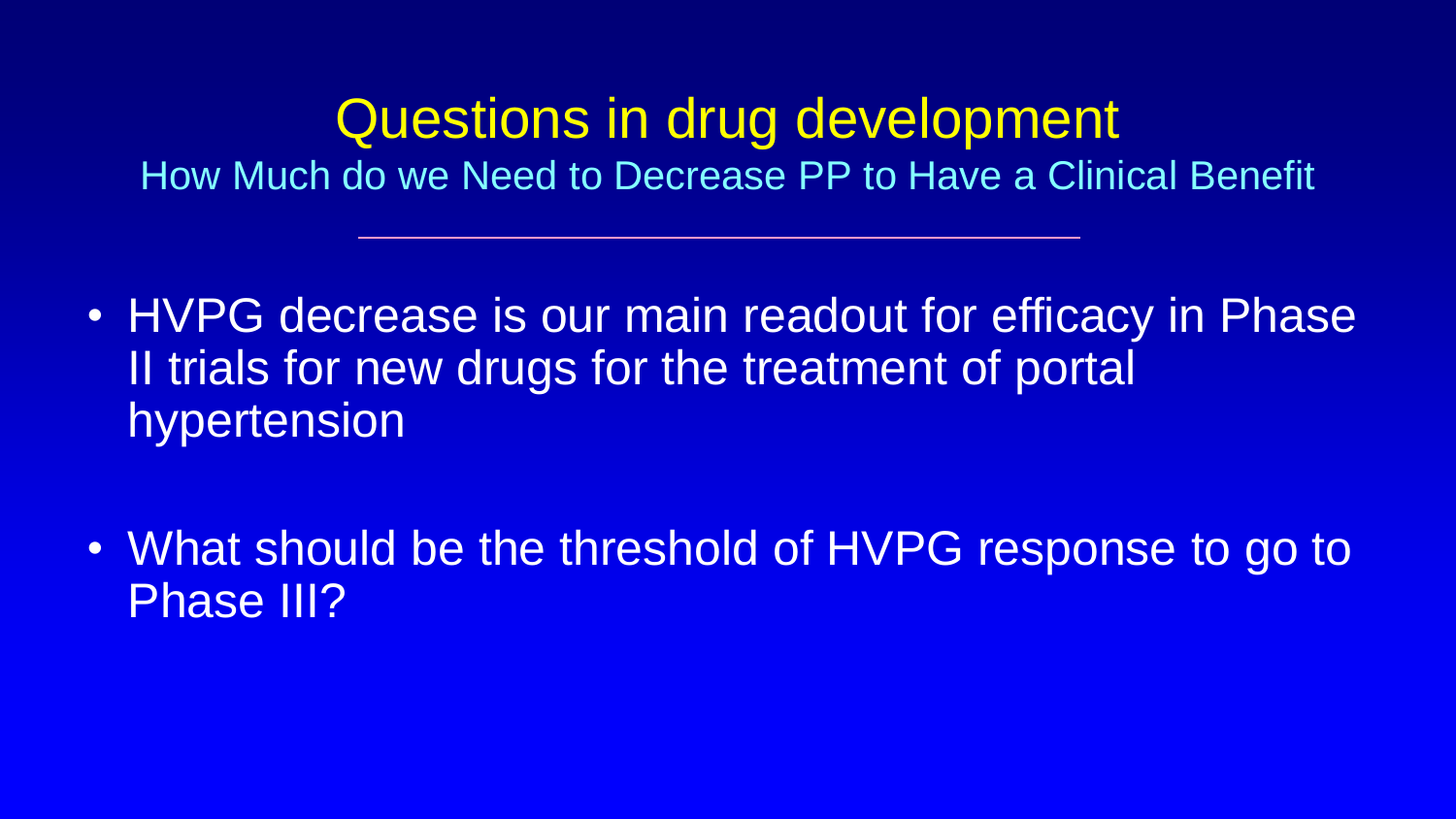# Questions in drug development

## How Much do we Need to Decrease PP to Have a Clinical Benefit

- HVPG decrease is our main readout for efficacy in Phase II trials for new drugs for the treatment of portal hypertension
- What should be the threshold of HVPG response to go to Phase III?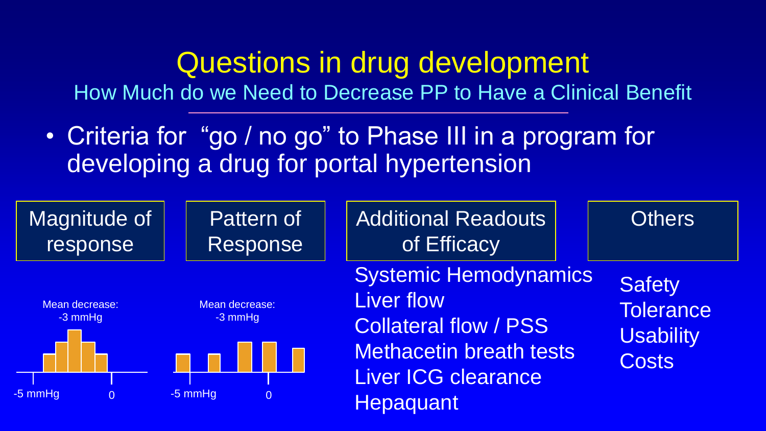# Questions in drug development

## How Much do we Need to Decrease PP to Have a Clinical Benefit

- Criteria for "go / no go" to Phase III in a program for developing a drug for portal hypertension

### Magnitude of response

Mean decrease: -3 mmHg

-5 mmHg 0

### Pattern of Response

Mean decrease: -3 mmHg

-5 mmHg 0

### Additional Readouts of Efficacy

Systemic Hemodynamics
Liver flow
Collateral flow / PSS
Methacetin breath tests
Liver ICG clearance
Hepaquant

### Others

Safety
Tolerance
Usability
Costs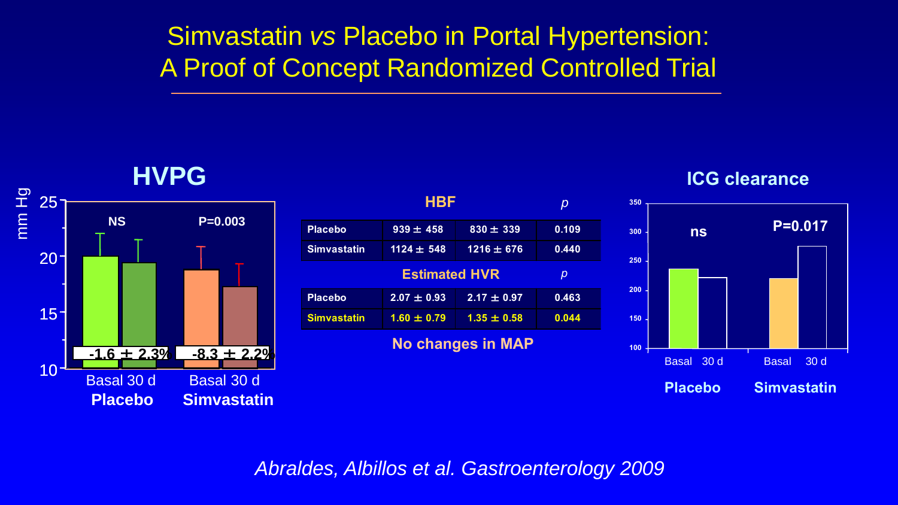# Simvastatin *vs* Placebo in Portal Hypertension: A Proof of Concept Randomized Controlled Trial

## HVPG

mm Hg

| | Placebo | Simvastatin |
|---|---|---|
| Significance | NS | P=0.003 |
| Change (Basal vs 30 d) | -1.6 ± 2.3% | -8.3 ± 2.2% |

## HBF

| | | | p |
|---|---|---|---|
| Placebo | 939 ± 458 | 830 ± 339 | 0.109 |
| Simvastatin | 1124 ± 548 | 1216 ± 676 | 0.440 |

## Estimated HVR

| | | | p |
|---|---|---|---|
| Placebo | 2.07 ± 0.93 | 2.17 ± 0.97 | 0.463 |
| Simvastatin | 1.60 ± 0.79 | 1.35 ± 0.58 | 0.044 |

**No changes in MAP**

## ICG clearance

| | Placebo | Simvastatin |
|---|---|---|
| Significance | ns | P=0.017 |

*Abraldes, Albillos et al. Gastroenterology 2009*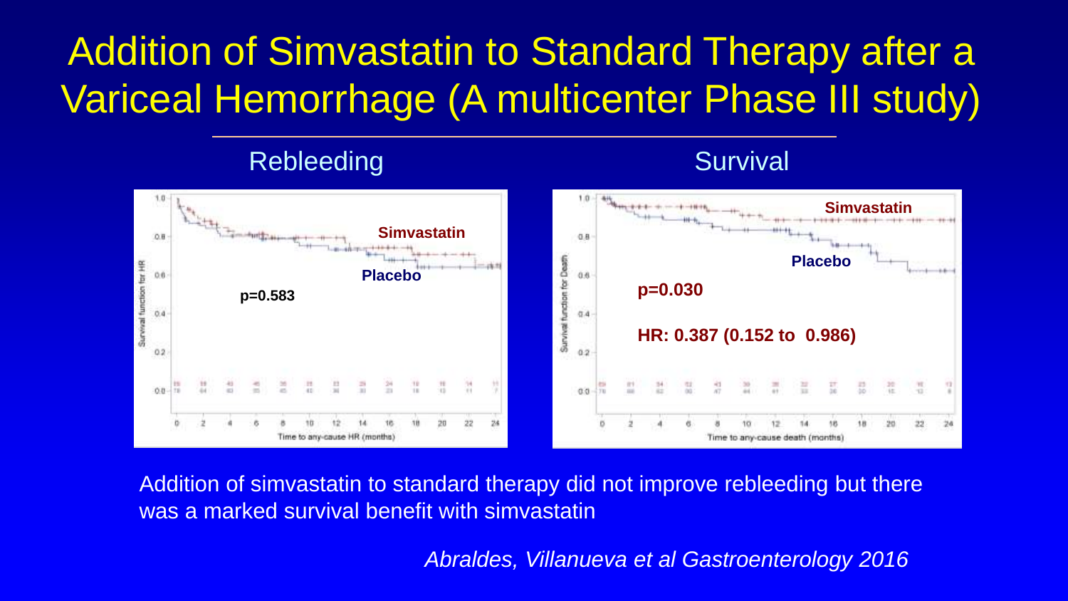# Addition of Simvastatin to Standard Therapy after a Variceal Hemorrhage (A multicenter Phase III study)

Rebleeding

Simvastatin

Placebo

p=0.583

Survival

Simvastatin

Placebo

p=0.030

HR: 0.387 (0.152 to 0.986)

Addition of simvastatin to standard therapy did not improve rebleeding but there was a marked survival benefit with simvastatin

*Abraldes, Villanueva et al Gastroenterology 2016*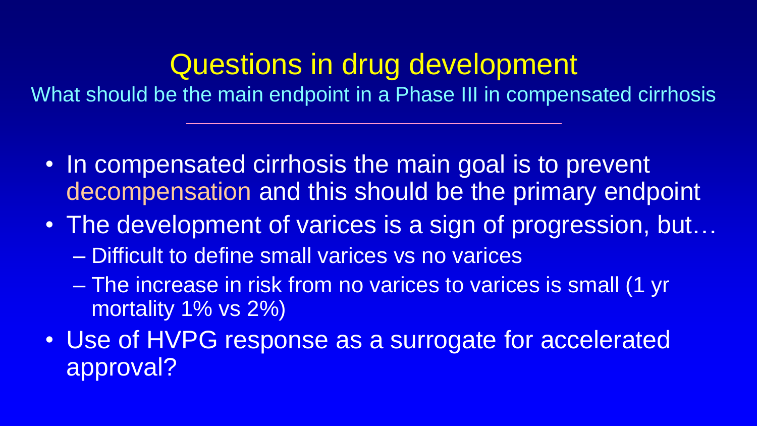# Questions in drug development

## What should be the main endpoint in a Phase III in compensated cirrhosis

- In compensated cirrhosis the main goal is to prevent decompensation and this should be the primary endpoint
- The development of varices is a sign of progression, but…
  - Difficult to define small varices vs no varices
  - The increase in risk from no varices to varices is small (1 yr mortality 1% vs 2%)
- Use of HVPG response as a surrogate for accelerated approval?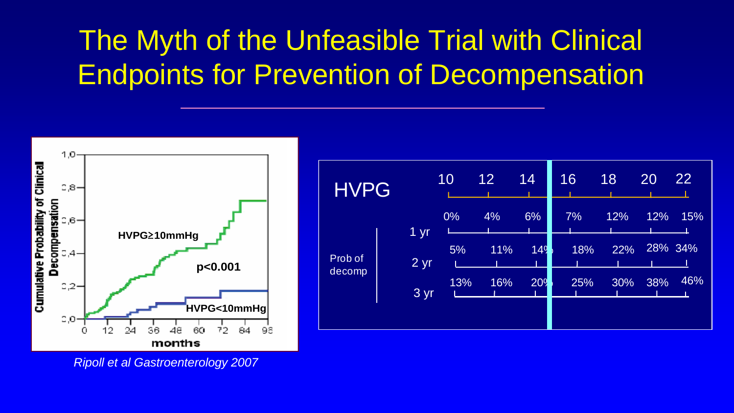# The Myth of the Unfeasible Trial with Clinical Endpoints for Prevention of Decompensation

Cumulative Probability of Clinical Decompensation

HVPG≥10mmHg

p<0.001

HVPG<10mmHg

months

*Ripoll et al Gastroenterology 2007*

| HVPG | | 10 | 12 | 14 | 16 | 18 | 20 | 22 |
|---|---|---|---|---|---|---|---|---|
| Prob of decomp | 1 yr | 0% | 4% | 6% | 7% | 12% | 12% | 15% |
| | 2 yr | 5% | 11% | 14% | 18% | 22% | 28% | 34% |
| | 3 yr | 13% | 16% | 20% | 25% | 30% | 38% | 46% |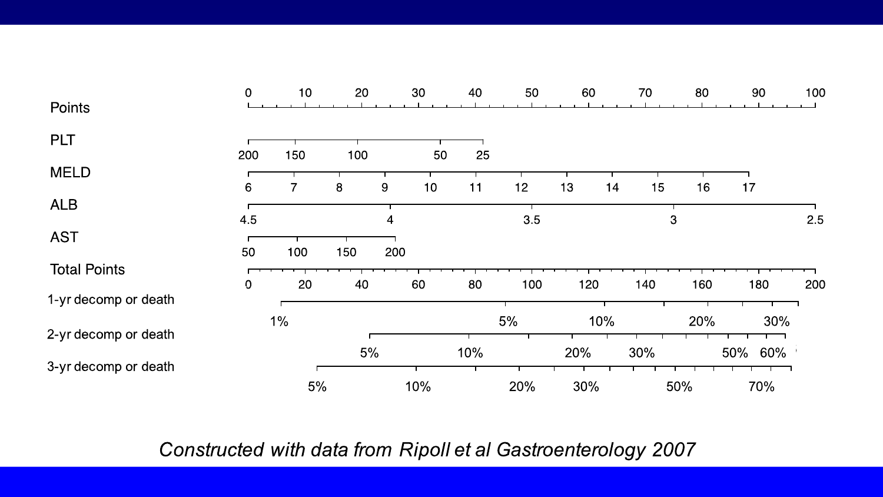| Scale | Values |
| --- | --- |
| Points | 0, 10, 20, 30, 40, 50, 60, 70, 80, 90, 100 |
| PLT | 200, 150, 100, 50, 25 |
| MELD | 6, 7, 8, 9, 10, 11, 12, 13, 14, 15, 16, 17 |
| ALB | 4.5, 4, 3.5, 3, 2.5 |
| AST | 50, 100, 150, 200 |
| Total Points | 0, 20, 40, 60, 80, 100, 120, 140, 160, 180, 200 |
| 1-yr decomp or death | 1%, 5%, 10%, 20%, 30% |
| 2-yr decomp or death | 5%, 10%, 20%, 30%, 50%, 60% |
| 3-yr decomp or death | 5%, 10%, 20%, 30%, 50%, 70% |

*Constructed with data from Ripoll et al Gastroenterology 2007*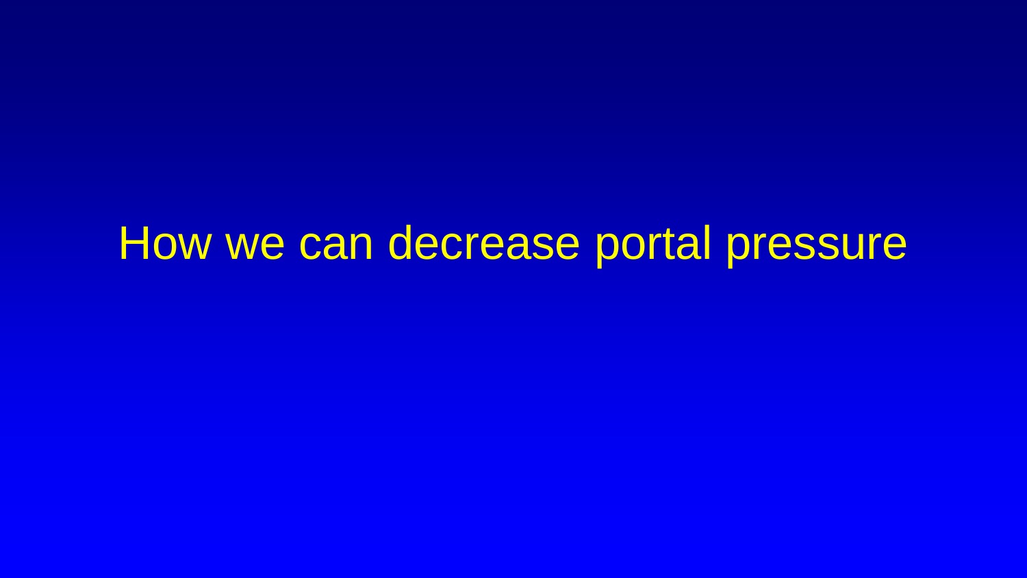# How we can decrease portal pressure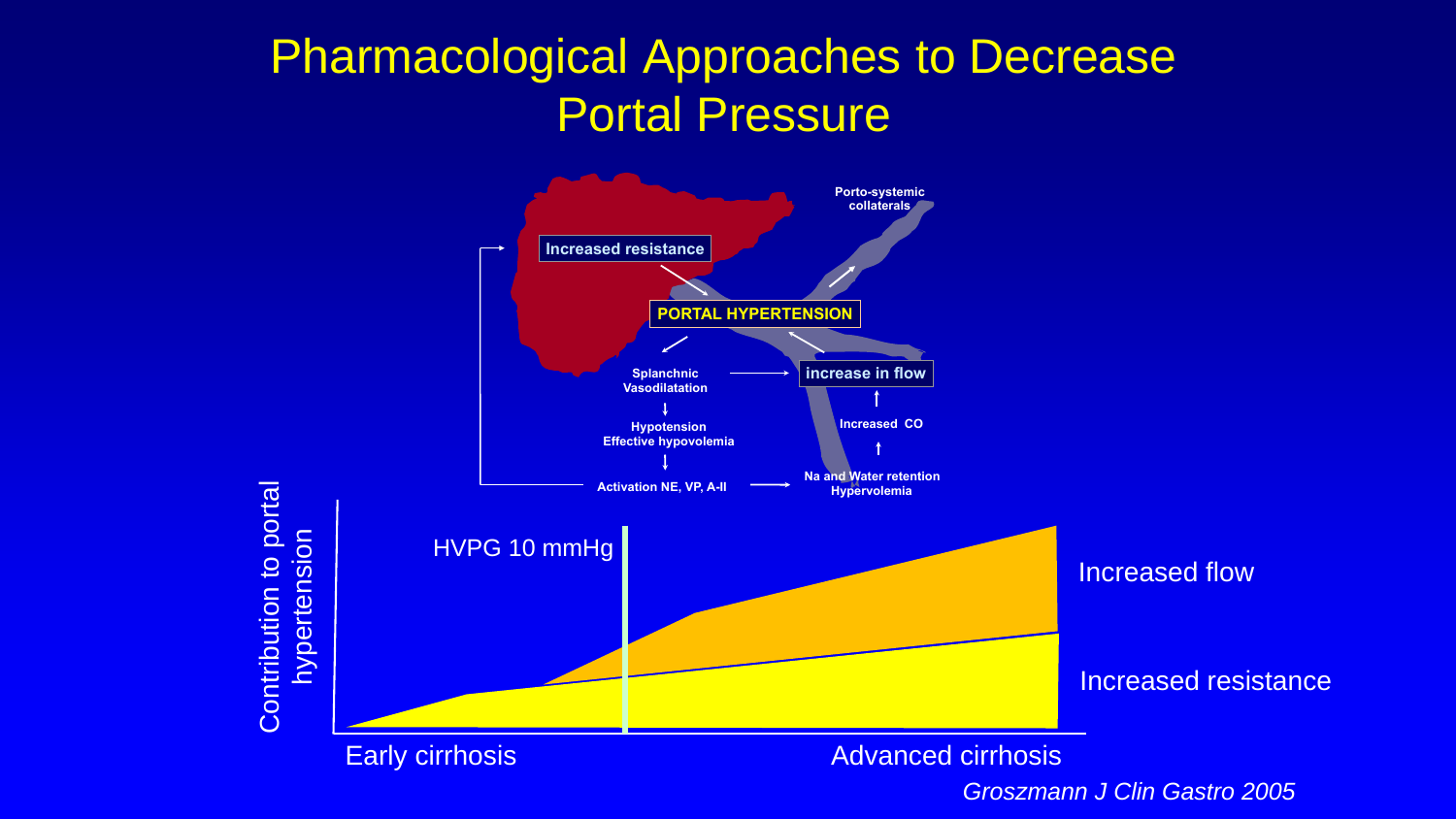# Pharmacological Approaches to Decrease Portal Pressure

Increased resistance

PORTAL HYPERTENSION

Porto-systemic collaterals

Splanchnic Vasodilatation

increase in flow

Hypotension
Effective hypovolemia

Increased CO

Activation NE, VP, A-II

Na and Water retention
Hypervolemia

Contribution to portal hypertension

HVPG 10 mmHg

Increased flow

Increased resistance

Early cirrhosis

Advanced cirrhosis

*Groszmann J Clin Gastro 2005*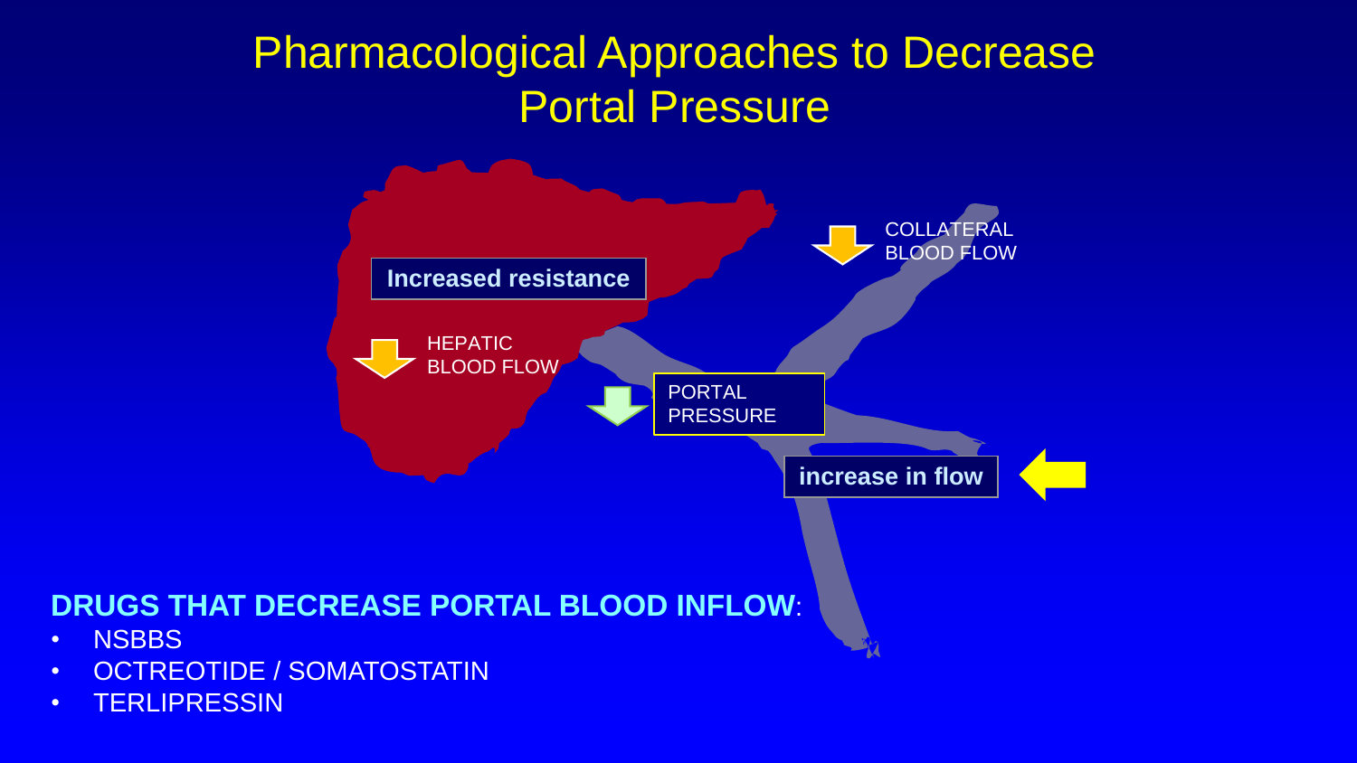# Pharmacological Approaches to Decrease Portal Pressure

Increased resistance

HEPATIC BLOOD FLOW

COLLATERAL BLOOD FLOW

PORTAL PRESSURE

increase in flow

**DRUGS THAT DECREASE PORTAL BLOOD INFLOW**:

- NSBBS
- OCTREOTIDE / SOMATOSTATIN
- TERLIPRESSIN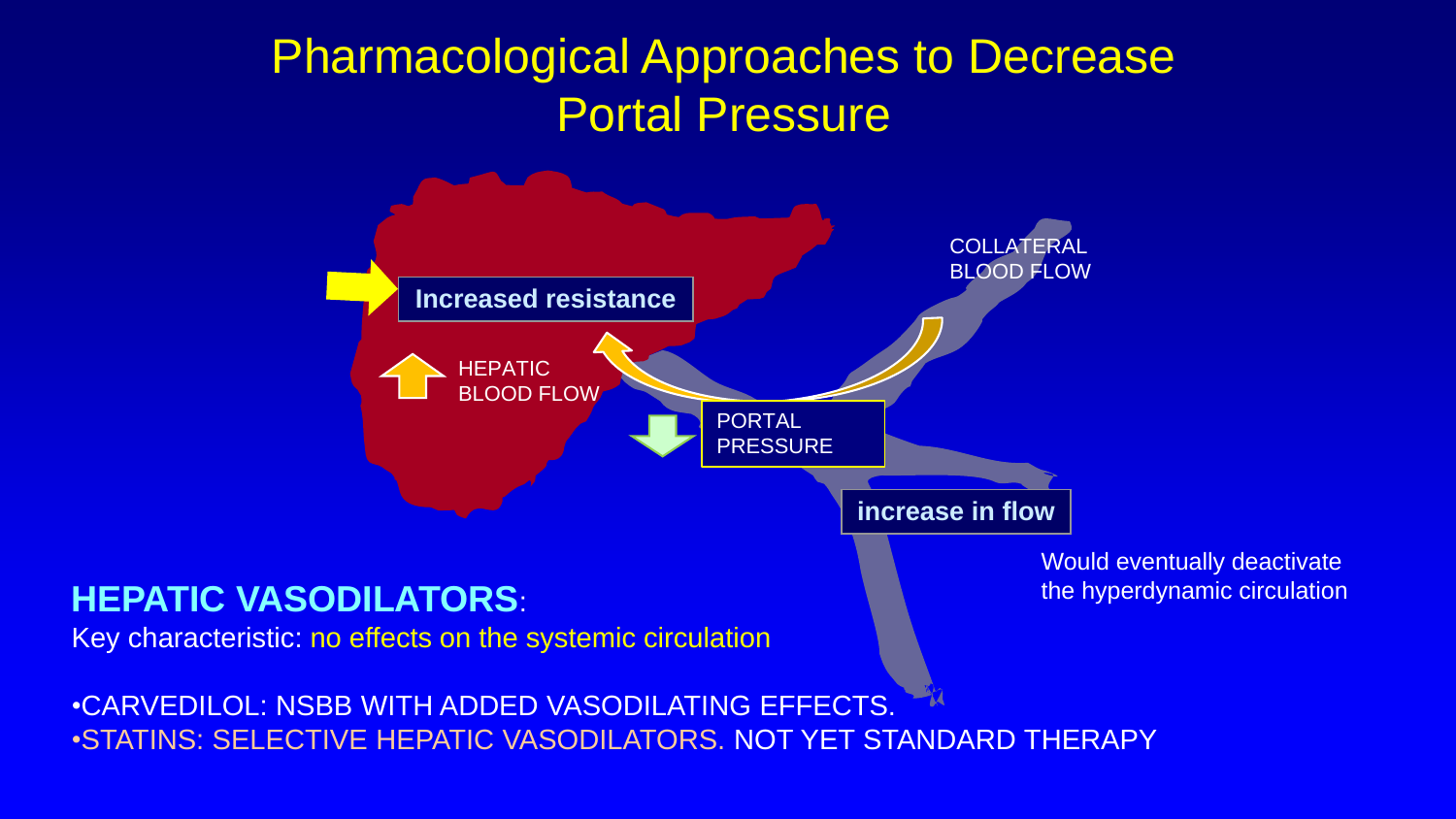# Pharmacological Approaches to Decrease Portal Pressure

Increased resistance

HEPATIC BLOOD FLOW

PORTAL PRESSURE

COLLATERAL BLOOD FLOW

increase in flow

Would eventually deactivate the hyperdynamic circulation

**HEPATIC VASODILATORS**:

Key characteristic: no effects on the systemic circulation

- CARVEDILOL: NSBB WITH ADDED VASODILATING EFFECTS.
- STATINS: SELECTIVE HEPATIC VASODILATORS. NOT YET STANDARD THERAPY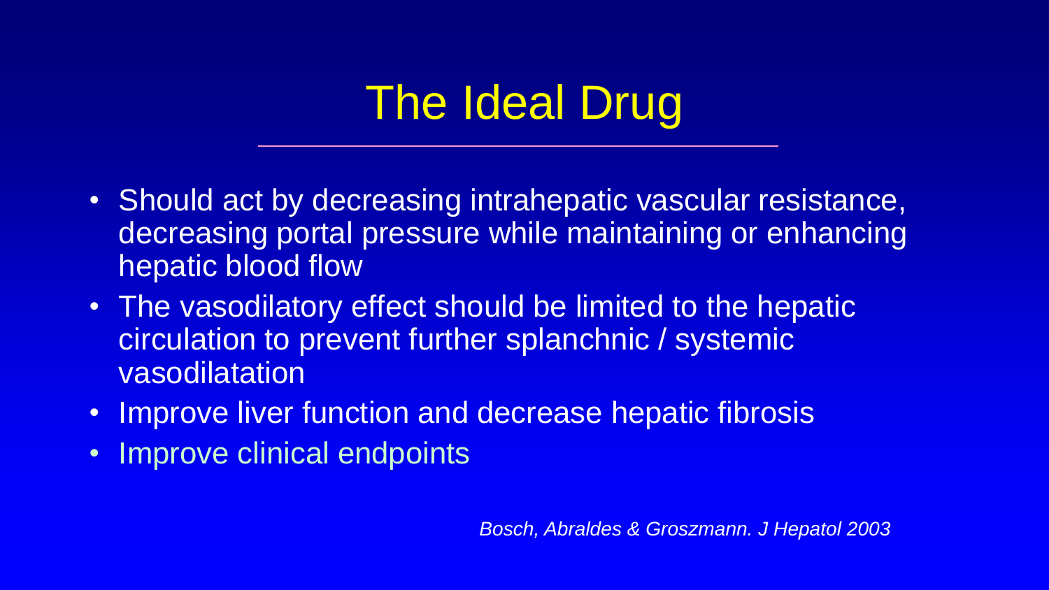# The Ideal Drug

- Should act by decreasing intrahepatic vascular resistance, decreasing portal pressure while maintaining or enhancing hepatic blood flow
- The vasodilatory effect should be limited to the hepatic circulation to prevent further splanchnic / systemic vasodilatation
- Improve liver function and decrease hepatic fibrosis
- Improve clinical endpoints

*Bosch, Abraldes & Groszmann. J Hepatol 2003*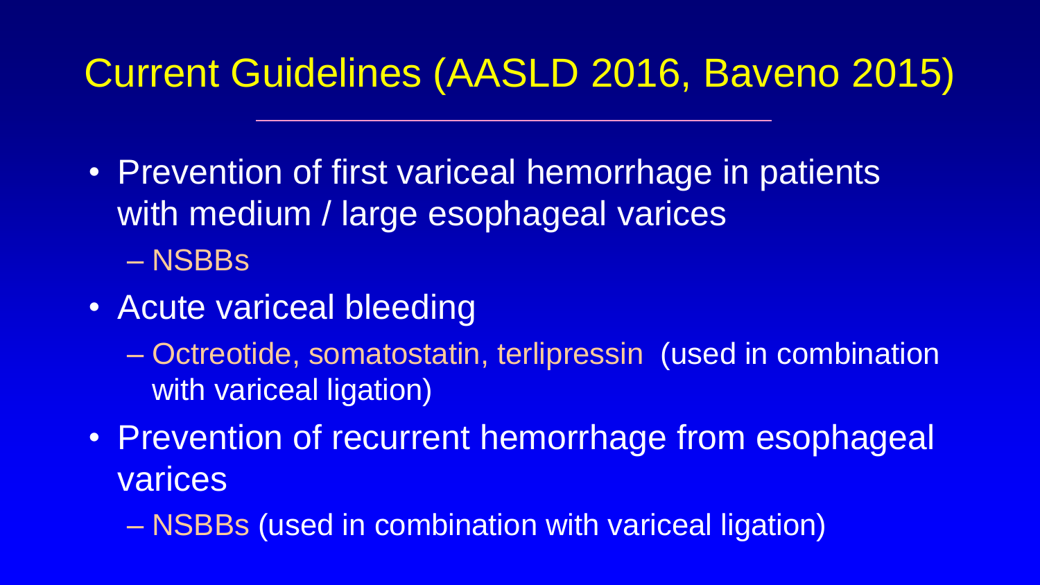# Current Guidelines (AASLD 2016, Baveno 2015)

- Prevention of first variceal hemorrhage in patients with medium / large esophageal varices
  - NSBBs
- Acute variceal bleeding
  - Octreotide, somatostatin, terlipressin (used in combination with variceal ligation)
- Prevention of recurrent hemorrhage from esophageal varices
  - NSBBs (used in combination with variceal ligation)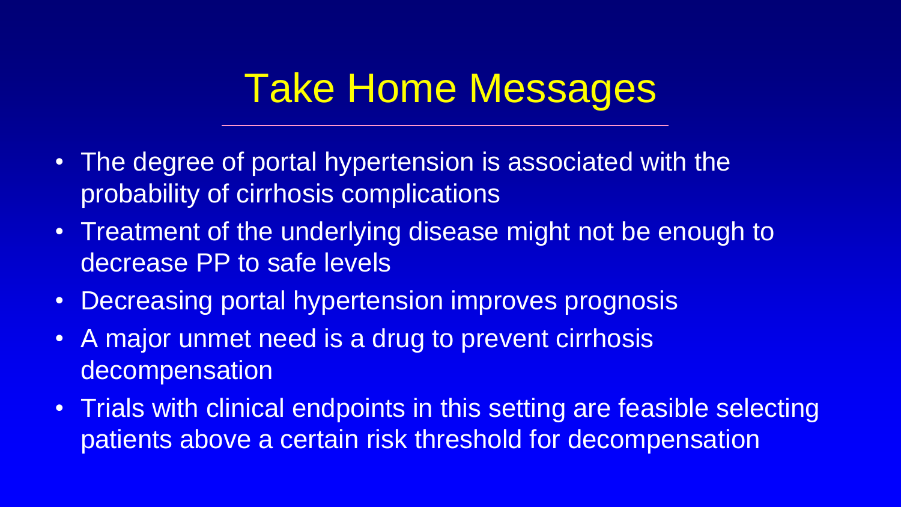# Take Home Messages

- The degree of portal hypertension is associated with the probability of cirrhosis complications
- Treatment of the underlying disease might not be enough to decrease PP to safe levels
- Decreasing portal hypertension improves prognosis
- A major unmet need is a drug to prevent cirrhosis decompensation
- Trials with clinical endpoints in this setting are feasible selecting patients above a certain risk threshold for decompensation